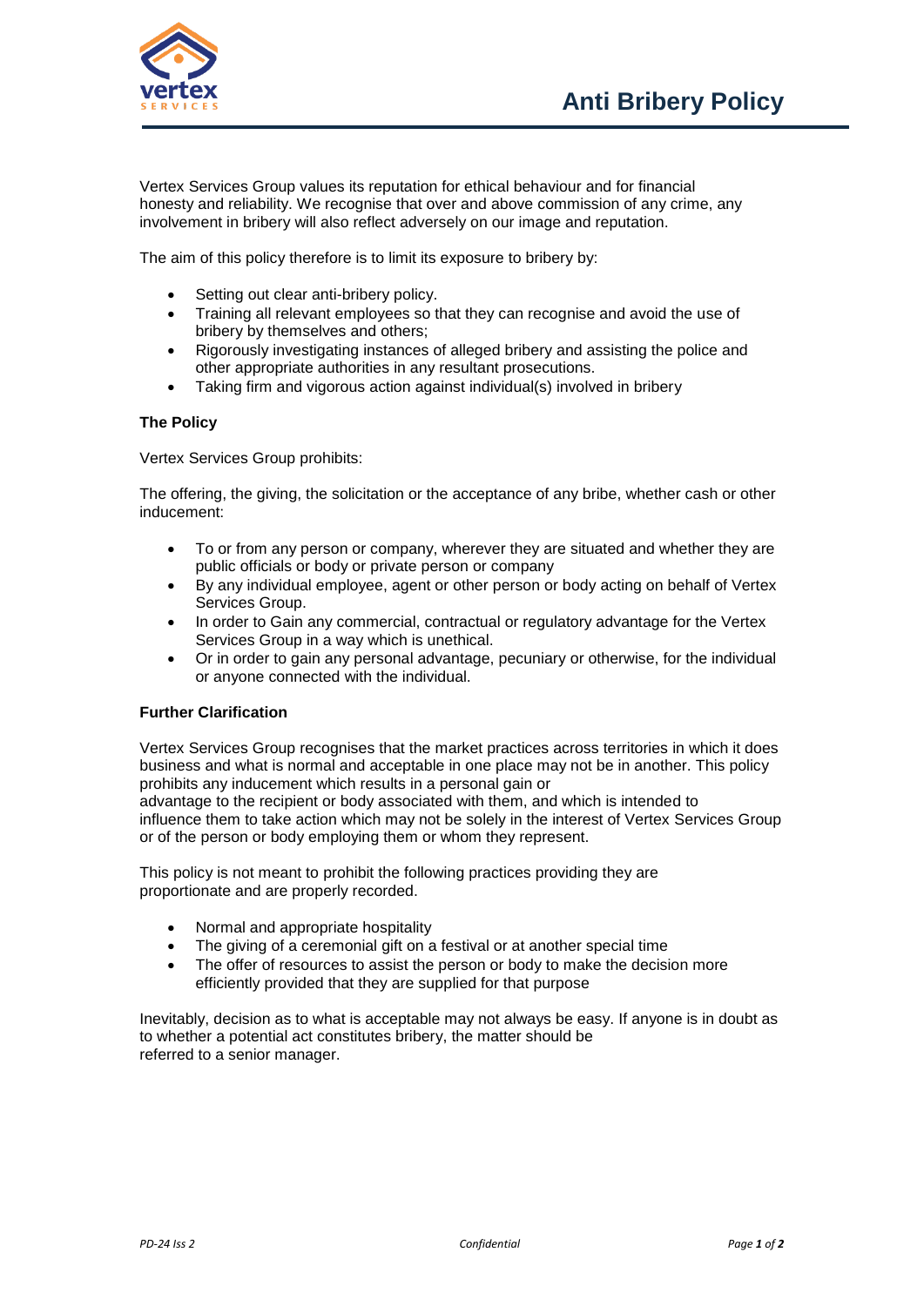# Anti Bribery Policy

Vertex Services Group values its reputation for ethical behaviour and for financial honesty and reliability. We recognise that over and above commission of any crime, any involvement in bribery will also reflect adversely on our image and reputation.

The aim of this policy therefore is to limit its exposure to bribery by:

- Setting out clear anti-bribery policy.
- Training all relevant employees so that they can recognise and avoid the use of bribery by themselves and others;
- Rigorously investigating instances of alleged bribery and assisting the police and other appropriate authorities in any resultant prosecutions.
- Taking firm and vigorous action against individual(s) involved in bribery

**The Policy**

Vertex Services Group prohibits:

The offering, the giving, the solicitation or the acceptance of any bribe, whether cash or other inducement:

- To or from any person or company, wherever they are situated and whether they are public officials or body or private person or company
- By any individual employee, agent or other person or body acting on behalf of Vertex Services Group.
- In order to Gain any commercial, contractual or regulatory advantage for the Vertex Services Group in a way which is unethical.
- Or in order to gain any personal advantage, pecuniary or otherwise, for the individual or anyone connected with the individual.

**Further Clarification**

Vertex Services Group recognises that the market practices across territories in which it does business and what is normal and acceptable in one place may not be in another. This policy prohibits any inducement which results in a personal gain or advantage to the recipient or body associated with them, and which is intended to influence them to take action which may not be solely in the interest of Vertex Services Group or of the person or body employing them or whom they represent.

This policy is not meant to prohibit the following practices providing they are proportionate and are properly recorded.

- Normal and appropriate hospitality
- The giving of a ceremonial gift on a festival or at another special time
- The offer of resources to assist the person or body to make the decision more efficiently provided that they are supplied for that purpose

Inevitably, decision as to what is acceptable may not always be easy. If anyone is in doubt as to whether a potential act constitutes bribery, the matter should be referred to a senior manager.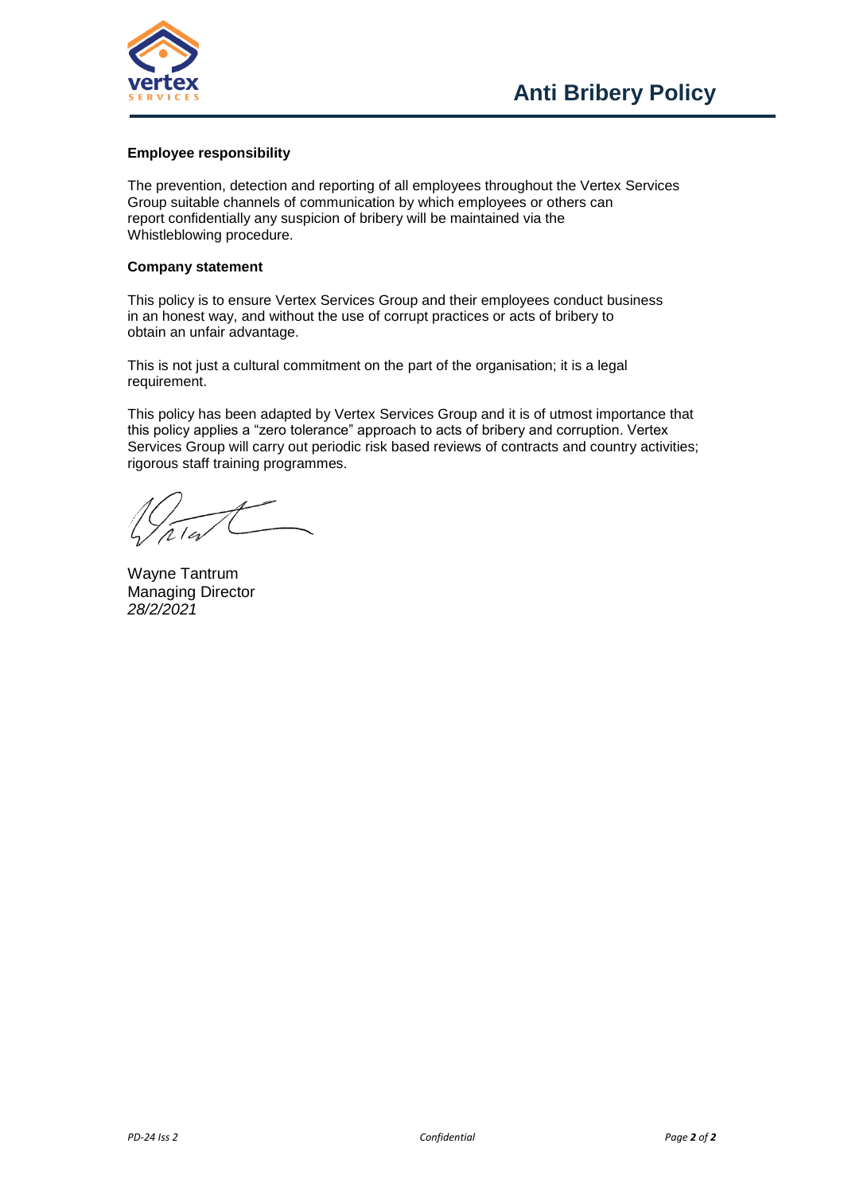**Employee responsibility**

The prevention, detection and reporting of all employees throughout the Vertex Services Group suitable channels of communication by which employees or others can report confidentially any suspicion of bribery will be maintained via the Whistleblowing procedure.

**Company statement**

This policy is to ensure Vertex Services Group and their employees conduct business in an honest way, and without the use of corrupt practices or acts of bribery to obtain an unfair advantage.

This is not just a cultural commitment on the part of the organisation; it is a legal requirement.

This policy has been adapted by Vertex Services Group and it is of utmost importance that this policy applies a "zero tolerance" approach to acts of bribery and corruption. Vertex Services Group will carry out periodic risk based reviews of contracts and country activities; rigorous staff training programmes.

Wayne Tantrum
Managing Director
*28/2/2021*